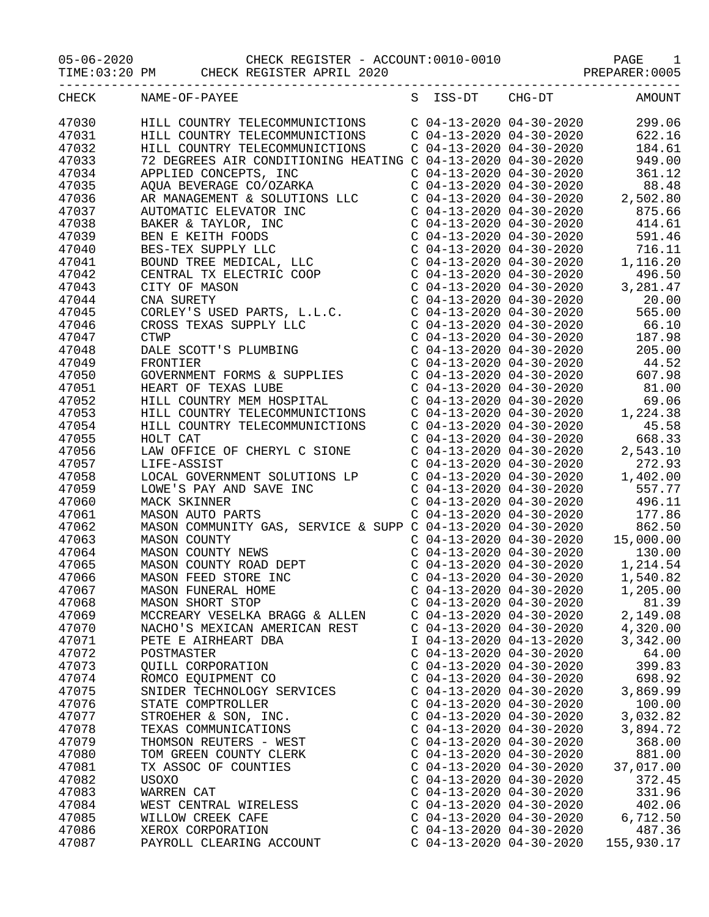05-06-2020 CHECK REGISTER - ACCOUNT:0010-0010

TIME:03:20 PM CHECK REGISTER APRIL 2020

PREPARER:0005

| CHECK | NAME-OF-PAYEE | S | ISS-DT | CHG-DT | AMOUNT |
|---|---|---|---|---|---|
| 47030 | HILL COUNTRY TELECOMMUNICTIONS | C | 04-13-2020 | 04-30-2020 | 299.06 |
| 47031 | HILL COUNTRY TELECOMMUNICTIONS | C | 04-13-2020 | 04-30-2020 | 622.16 |
| 47032 | HILL COUNTRY TELECOMMUNICTIONS | C | 04-13-2020 | 04-30-2020 | 184.61 |
| 47033 | 72 DEGREES AIR CONDITIONING HEATING | C | 04-13-2020 | 04-30-2020 | 949.00 |
| 47034 | APPLIED CONCEPTS, INC | C | 04-13-2020 | 04-30-2020 | 361.12 |
| 47035 | AQUA BEVERAGE CO/OZARKA | C | 04-13-2020 | 04-30-2020 | 88.48 |
| 47036 | AR MANAGEMENT & SOLUTIONS LLC | C | 04-13-2020 | 04-30-2020 | 2,502.80 |
| 47037 | AUTOMATIC ELEVATOR INC | C | 04-13-2020 | 04-30-2020 | 875.66 |
| 47038 | BAKER & TAYLOR, INC | C | 04-13-2020 | 04-30-2020 | 414.61 |
| 47039 | BEN E KEITH FOODS | C | 04-13-2020 | 04-30-2020 | 591.46 |
| 47040 | BES-TEX SUPPLY LLC | C | 04-13-2020 | 04-30-2020 | 716.11 |
| 47041 | BOUND TREE MEDICAL, LLC | C | 04-13-2020 | 04-30-2020 | 1,116.20 |
| 47042 | CENTRAL TX ELECTRIC COOP | C | 04-13-2020 | 04-30-2020 | 496.50 |
| 47043 | CITY OF MASON | C | 04-13-2020 | 04-30-2020 | 3,281.47 |
| 47044 | CNA SURETY | C | 04-13-2020 | 04-30-2020 | 20.00 |
| 47045 | CORLEY'S USED PARTS, L.L.C. | C | 04-13-2020 | 04-30-2020 | 565.00 |
| 47046 | CROSS TEXAS SUPPLY LLC | C | 04-13-2020 | 04-30-2020 | 66.10 |
| 47047 | CTWP | C | 04-13-2020 | 04-30-2020 | 187.98 |
| 47048 | DALE SCOTT'S PLUMBING | C | 04-13-2020 | 04-30-2020 | 205.00 |
| 47049 | FRONTIER | C | 04-13-2020 | 04-30-2020 | 44.52 |
| 47050 | GOVERNMENT FORMS & SUPPLIES | C | 04-13-2020 | 04-30-2020 | 607.98 |
| 47051 | HEART OF TEXAS LUBE | C | 04-13-2020 | 04-30-2020 | 81.00 |
| 47052 | HILL COUNTRY MEM HOSPITAL | C | 04-13-2020 | 04-30-2020 | 69.06 |
| 47053 | HILL COUNTRY TELECOMMUNICTIONS | C | 04-13-2020 | 04-30-2020 | 1,224.38 |
| 47054 | HILL COUNTRY TELECOMMUNICTIONS | C | 04-13-2020 | 04-30-2020 | 45.58 |
| 47055 | HOLT CAT | C | 04-13-2020 | 04-30-2020 | 668.33 |
| 47056 | LAW OFFICE OF CHERYL C SIONE | C | 04-13-2020 | 04-30-2020 | 2,543.10 |
| 47057 | LIFE-ASSIST | C | 04-13-2020 | 04-30-2020 | 272.93 |
| 47058 | LOCAL GOVERNMENT SOLUTIONS LP | C | 04-13-2020 | 04-30-2020 | 1,402.00 |
| 47059 | LOWE'S PAY AND SAVE INC | C | 04-13-2020 | 04-30-2020 | 557.77 |
| 47060 | MACK SKINNER | C | 04-13-2020 | 04-30-2020 | 496.11 |
| 47061 | MASON AUTO PARTS | C | 04-13-2020 | 04-30-2020 | 177.86 |
| 47062 | MASON COMMUNITY GAS, SERVICE & SUPP | C | 04-13-2020 | 04-30-2020 | 862.50 |
| 47063 | MASON COUNTY | C | 04-13-2020 | 04-30-2020 | 15,000.00 |
| 47064 | MASON COUNTY NEWS | C | 04-13-2020 | 04-30-2020 | 130.00 |
| 47065 | MASON COUNTY ROAD DEPT | C | 04-13-2020 | 04-30-2020 | 1,214.54 |
| 47066 | MASON FEED STORE INC | C | 04-13-2020 | 04-30-2020 | 1,540.82 |
| 47067 | MASON FUNERAL HOME | C | 04-13-2020 | 04-30-2020 | 1,205.00 |
| 47068 | MASON SHORT STOP | C | 04-13-2020 | 04-30-2020 | 81.39 |
| 47069 | MCCREARY VESELKA BRAGG & ALLEN | C | 04-13-2020 | 04-30-2020 | 2,149.08 |
| 47070 | NACHO'S MEXICAN AMERICAN REST | C | 04-13-2020 | 04-30-2020 | 4,320.00 |
| 47071 | PETE E AIRHEART DBA | I | 04-13-2020 | 04-13-2020 | 3,342.00 |
| 47072 | POSTMASTER | C | 04-13-2020 | 04-30-2020 | 64.00 |
| 47073 | QUILL CORPORATION | C | 04-13-2020 | 04-30-2020 | 399.83 |
| 47074 | ROMCO EQUIPMENT CO | C | 04-13-2020 | 04-30-2020 | 698.92 |
| 47075 | SNIDER TECHNOLOGY SERVICES | C | 04-13-2020 | 04-30-2020 | 3,869.99 |
| 47076 | STATE COMPTROLLER | C | 04-13-2020 | 04-30-2020 | 100.00 |
| 47077 | STROEHER & SON, INC. | C | 04-13-2020 | 04-30-2020 | 3,032.82 |
| 47078 | TEXAS COMMUNICATIONS | C | 04-13-2020 | 04-30-2020 | 3,894.72 |
| 47079 | THOMSON REUTERS - WEST | C | 04-13-2020 | 04-30-2020 | 368.00 |
| 47080 | TOM GREEN COUNTY CLERK | C | 04-13-2020 | 04-30-2020 | 881.00 |
| 47081 | TX ASSOC OF COUNTIES | C | 04-13-2020 | 04-30-2020 | 37,017.00 |
| 47082 | USOXO | C | 04-13-2020 | 04-30-2020 | 372.45 |
| 47083 | WARREN CAT | C | 04-13-2020 | 04-30-2020 | 331.96 |
| 47084 | WEST CENTRAL WIRELESS | C | 04-13-2020 | 04-30-2020 | 402.06 |
| 47085 | WILLOW CREEK CAFE | C | 04-13-2020 | 04-30-2020 | 6,712.50 |
| 47086 | XEROX CORPORATION | C | 04-13-2020 | 04-30-2020 | 487.36 |
| 47087 | PAYROLL CLEARING ACCOUNT | C | 04-13-2020 | 04-30-2020 | 155,930.17 |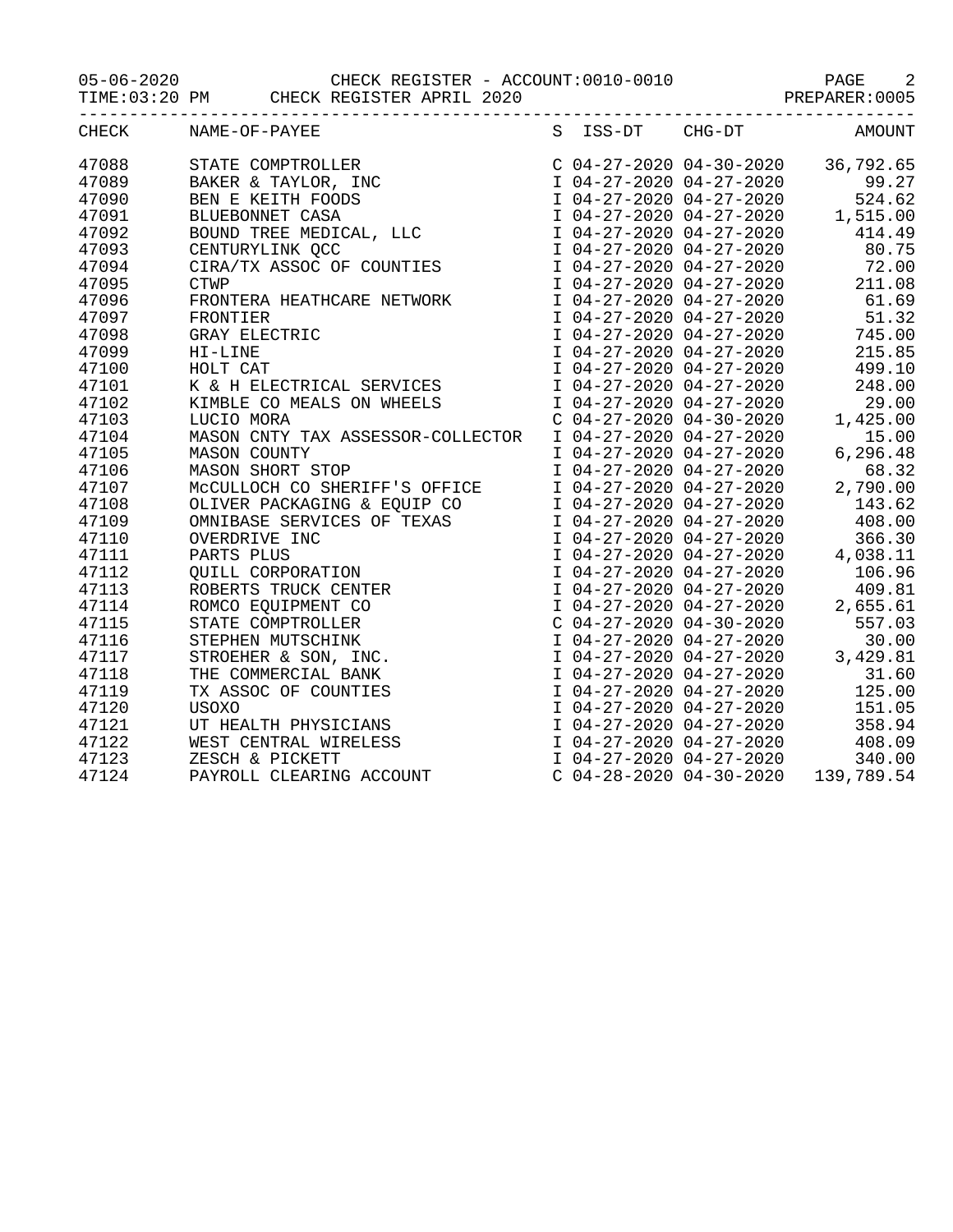05-06-2020 CHECK REGISTER - ACCOUNT:0010-0010

TIME:03:20 PM CHECK REGISTER APRIL 2020 PREPARER:0005

| CHECK | NAME-OF-PAYEE | S | ISS-DT | CHG-DT | AMOUNT |
|---|---|---|---|---|---|
| 47088 | STATE COMPTROLLER | C | 04-27-2020 | 04-30-2020 | 36,792.65 |
| 47089 | BAKER & TAYLOR, INC | I | 04-27-2020 | 04-27-2020 | 99.27 |
| 47090 | BEN E KEITH FOODS | I | 04-27-2020 | 04-27-2020 | 524.62 |
| 47091 | BLUEBONNET CASA | I | 04-27-2020 | 04-27-2020 | 1,515.00 |
| 47092 | BOUND TREE MEDICAL, LLC | I | 04-27-2020 | 04-27-2020 | 414.49 |
| 47093 | CENTURYLINK QCC | I | 04-27-2020 | 04-27-2020 | 80.75 |
| 47094 | CIRA/TX ASSOC OF COUNTIES | I | 04-27-2020 | 04-27-2020 | 72.00 |
| 47095 | CTWP | I | 04-27-2020 | 04-27-2020 | 211.08 |
| 47096 | FRONTERA HEATHCARE NETWORK | I | 04-27-2020 | 04-27-2020 | 61.69 |
| 47097 | FRONTIER | I | 04-27-2020 | 04-27-2020 | 51.32 |
| 47098 | GRAY ELECTRIC | I | 04-27-2020 | 04-27-2020 | 745.00 |
| 47099 | HI-LINE | I | 04-27-2020 | 04-27-2020 | 215.85 |
| 47100 | HOLT CAT | I | 04-27-2020 | 04-27-2020 | 499.10 |
| 47101 | K & H ELECTRICAL SERVICES | I | 04-27-2020 | 04-27-2020 | 248.00 |
| 47102 | KIMBLE CO MEALS ON WHEELS | I | 04-27-2020 | 04-27-2020 | 29.00 |
| 47103 | LUCIO MORA | C | 04-27-2020 | 04-30-2020 | 1,425.00 |
| 47104 | MASON CNTY TAX ASSESSOR-COLLECTOR | I | 04-27-2020 | 04-27-2020 | 15.00 |
| 47105 | MASON COUNTY | I | 04-27-2020 | 04-27-2020 | 6,296.48 |
| 47106 | MASON SHORT STOP | I | 04-27-2020 | 04-27-2020 | 68.32 |
| 47107 | McCULLOCH CO SHERIFF'S OFFICE | I | 04-27-2020 | 04-27-2020 | 2,790.00 |
| 47108 | OLIVER PACKAGING & EQUIP CO | I | 04-27-2020 | 04-27-2020 | 143.62 |
| 47109 | OMNIBASE SERVICES OF TEXAS | I | 04-27-2020 | 04-27-2020 | 408.00 |
| 47110 | OVERDRIVE INC | I | 04-27-2020 | 04-27-2020 | 366.30 |
| 47111 | PARTS PLUS | I | 04-27-2020 | 04-27-2020 | 4,038.11 |
| 47112 | QUILL CORPORATION | I | 04-27-2020 | 04-27-2020 | 106.96 |
| 47113 | ROBERTS TRUCK CENTER | I | 04-27-2020 | 04-27-2020 | 409.81 |
| 47114 | ROMCO EQUIPMENT CO | I | 04-27-2020 | 04-27-2020 | 2,655.61 |
| 47115 | STATE COMPTROLLER | C | 04-27-2020 | 04-30-2020 | 557.03 |
| 47116 | STEPHEN MUTSCHINK | I | 04-27-2020 | 04-27-2020 | 30.00 |
| 47117 | STROEHER & SON, INC. | I | 04-27-2020 | 04-27-2020 | 3,429.81 |
| 47118 | THE COMMERCIAL BANK | I | 04-27-2020 | 04-27-2020 | 31.60 |
| 47119 | TX ASSOC OF COUNTIES | I | 04-27-2020 | 04-27-2020 | 125.00 |
| 47120 | USOXO | I | 04-27-2020 | 04-27-2020 | 151.05 |
| 47121 | UT HEALTH PHYSICIANS | I | 04-27-2020 | 04-27-2020 | 358.94 |
| 47122 | WEST CENTRAL WIRELESS | I | 04-27-2020 | 04-27-2020 | 408.09 |
| 47123 | ZESCH & PICKETT | I | 04-27-2020 | 04-27-2020 | 340.00 |
| 47124 | PAYROLL CLEARING ACCOUNT | C | 04-28-2020 | 04-30-2020 | 139,789.54 |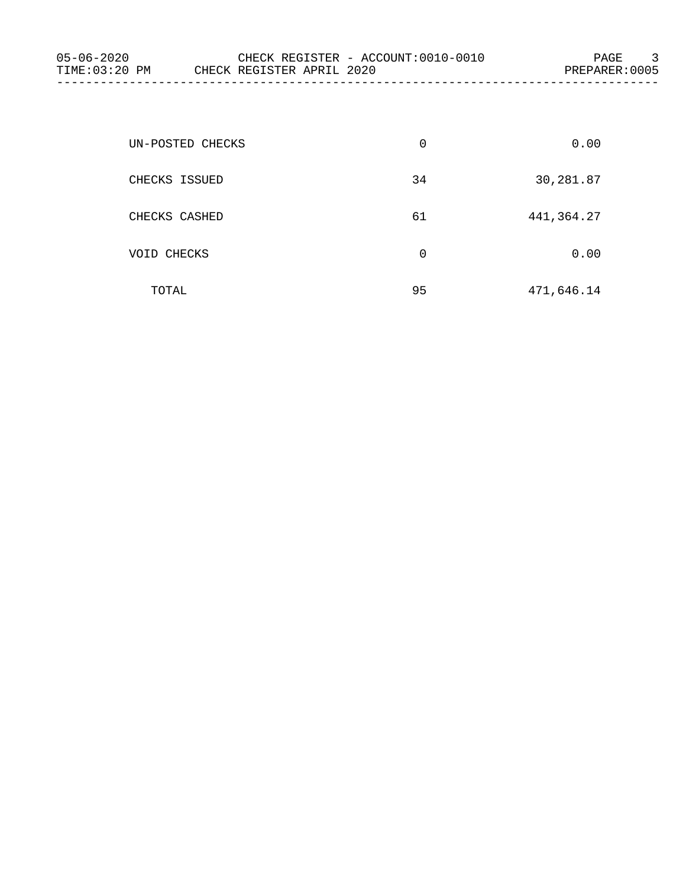| | | |
|---|---|---|
| UN-POSTED CHECKS | 0 | 0.00 |
| CHECKS ISSUED | 34 | 30,281.87 |
| CHECKS CASHED | 61 | 441,364.27 |
| VOID CHECKS | 0 | 0.00 |
| TOTAL | 95 | 471,646.14 |